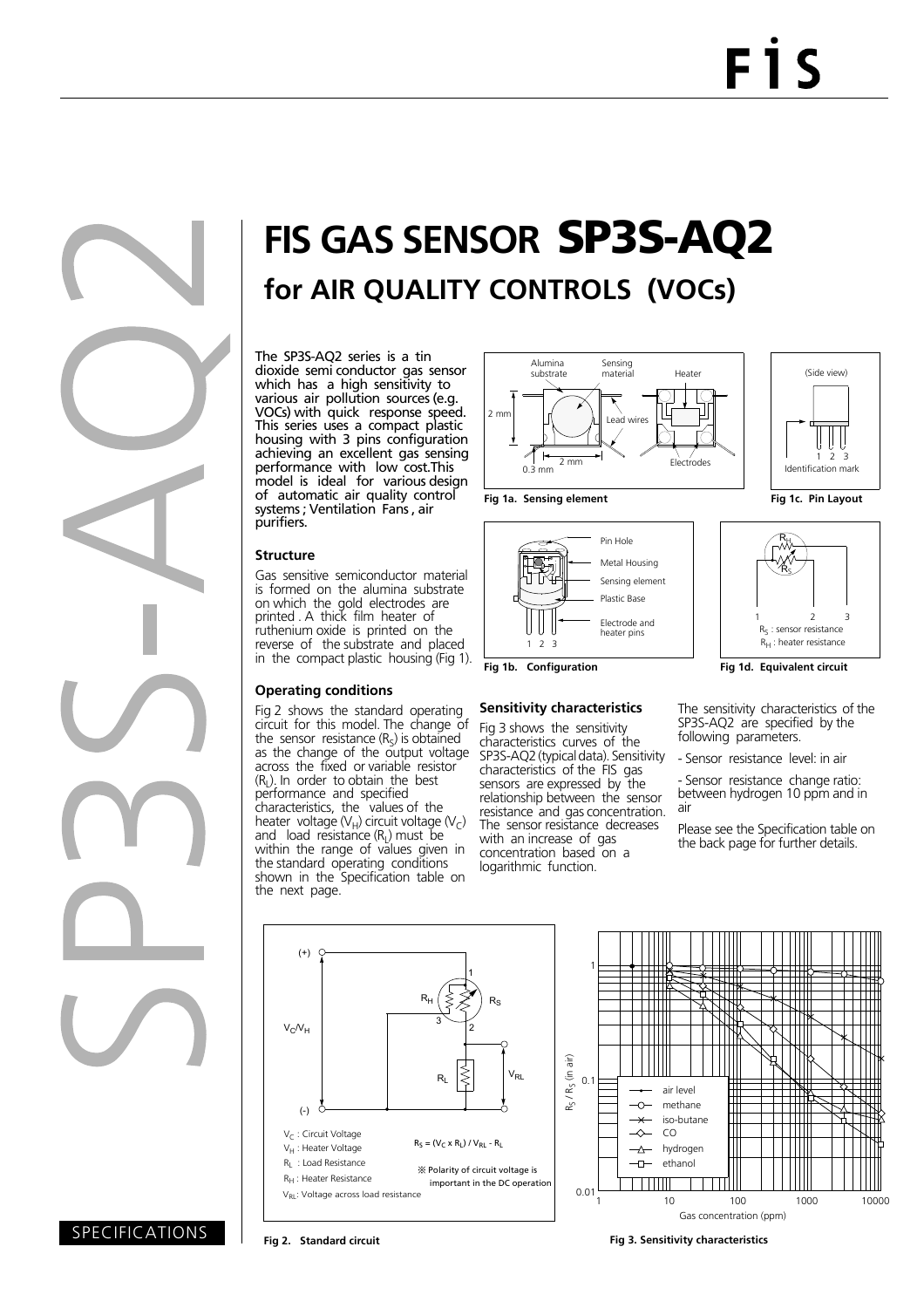# FIS GAS SENSOR SP3S-AQ2

## for AIR QUALITY CONTROLS (VOCs)

The SP3S-AQ2 series is a tin dioxide semi conductor gas sensor which has a high sensitivity to various air pollution sources (e.g. VOCs) with quick response speed. This series uses a compact plastic housing with 3 pins configuration achieving an excellent gas sensing performance with low cost.This model is ideal for various design of automatic air quality control systems ; Ventilation Fans , air purifiers.

### Structure

Gas sensitive semiconductor material is formed on the alumina substrate on which the gold electrodes are printed . A thick film heater of ruthenium oxide is printed on the reverse of the substrate and placed in the compact plastic housing (Fig 1).

Fig 1a. Sensing element

Fig 1b. Configuration

Fig 1c. Pin Layout

Fig 1d. Equivalent circuit

### Operating conditions

Fig 2 shows the standard operating circuit for this model. The change of the sensor resistance ($R_S$) is obtained as the change of the output voltage across the fixed or variable resistor ($R_L$). In order to obtain the best performance and specified characteristics, the values of the heater voltage ($V_H$) circuit voltage ($V_C$) and load resistance ($R_L$) must be within the range of values given in the standard operating conditions shown in the Specification table on the next page.

### Sensitivity characteristics

Fig 3 shows the sensitivity characteristics curves of the SP3S-AQ2 (typical data). Sensitivity characteristics of the FIS gas sensors are expressed by the relationship between the sensor resistance and gas concentration. The sensor resistance decreases with an increase of gas concentration based on a logarithmic function.

The sensitivity characteristics of the SP3S-AQ2 are specified by the following parameters.

- Sensor resistance level: in air
- Sensor resistance change ratio: between hydrogen 10 ppm and in air

Please see the Specification table on the back page for further details.

$V_C$ : Circuit Voltage
$V_H$ : Heater Voltage
$R_L$ : Load Resistance
$R_H$ : Heater Resistance
$V_{RL}$: Voltage across load resistance

$R_S = (V_C \times R_L) / V_{RL} - R_L$

※ Polarity of circuit voltage is important in the DC operation

Fig 2. Standard circuit

Fig 3. Sensitivity characteristics

SPECIFICATIONS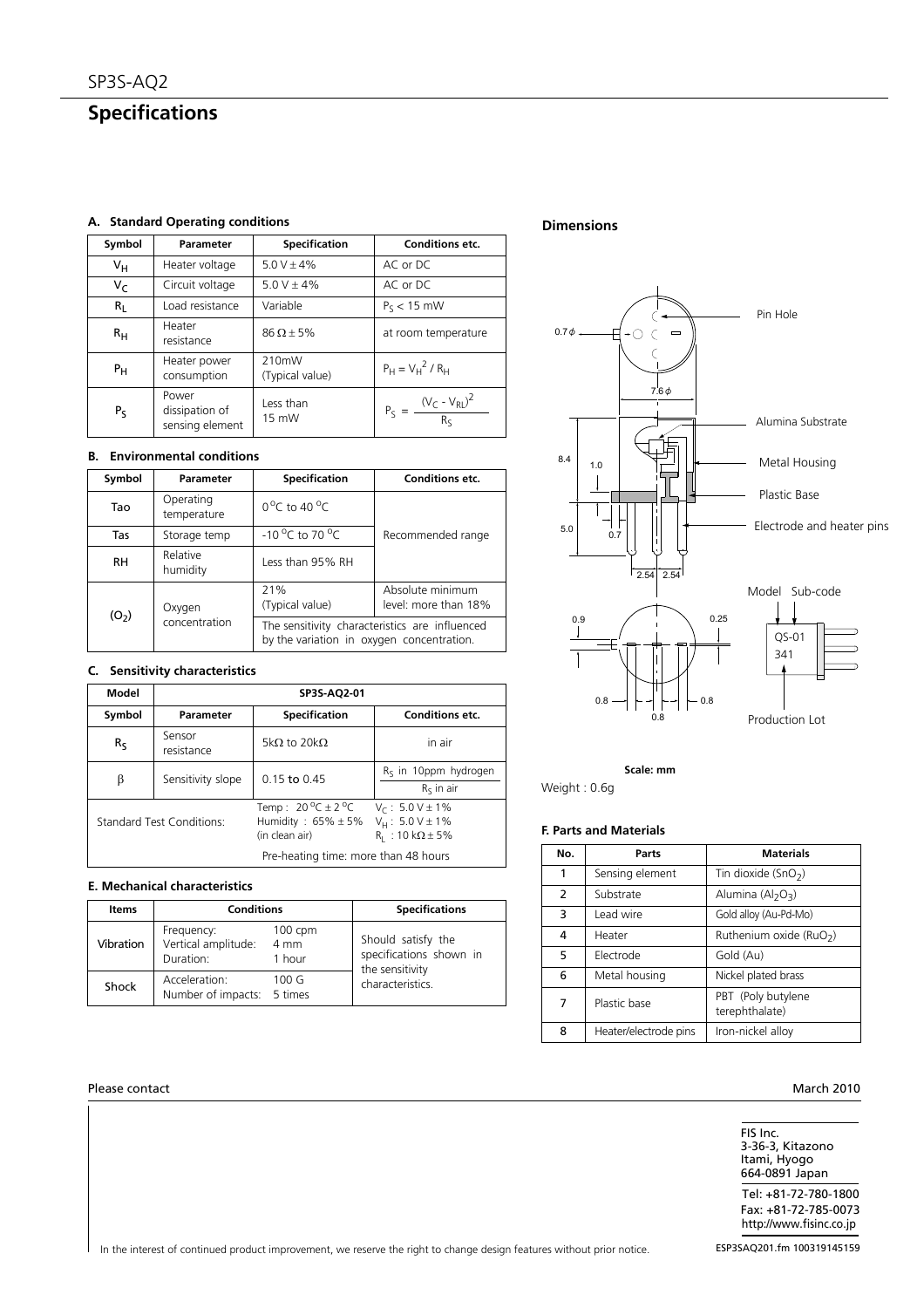# SP3S-AQ2

## Specifications

### A. Standard Operating conditions

| Symbol | Parameter | Specification | Conditions etc. |
|---|---|---|---|
| $V_H$ | Heater voltage | 5.0 V ± 4% | AC or DC |
| $V_C$ | Circuit voltage | 5.0 V ± 4% | AC or DC |
| $R_L$ | Load resistance | Variable | $P_S$ < 15 mW |
| $R_H$ | Heater resistance | 86 Ω ± 5% | at room temperature |
| $P_H$ | Heater power consumption | 210mW (Typical value) | $P_H = V_H^2 / R_H$ |
| $P_S$ | Power dissipation of sensing element | Less than 15 mW | $P_S = \frac{(V_C - V_{RL})^2}{R_S}$ |

### B. Environmental conditions

| Symbol | Parameter | Specification | Conditions etc. |
|---|---|---|---|
| Tao | Operating temperature | 0 °C to 40 °C | Recommended range |
| Tas | Storage temp | -10 °C to 70 °C | |
| RH | Relative humidity | Less than 95% RH | |
| $(O_2)$ | Oxygen concentration | 21% (Typical value) | Absolute minimum level: more than 18% |
| | | The sensitivity characteristics are influenced by the variation in oxygen concentration. | |

### C. Sensitivity characteristics

| Model | SP3S-AQ2-01 | | |
|---|---|---|---|
| Symbol | Parameter | Specification | Conditions etc. |
| $R_S$ | Sensor resistance | 5kΩ to 20kΩ | in air |
| β | Sensitivity slope | 0.15 to 0.45 | $R_S$ in 10ppm hydrogen / $R_S$ in air |
| Standard Test Conditions: | | Temp : 20 °C ± 2 °C; Humidity : 65% ± 5% (in clean air) | $V_C$ : 5.0 V ± 1%; $V_H$ : 5.0 V ± 1%; $R_L$ : 10 kΩ ± 5% |
| | | Pre-heating time: more than 48 hours | |

### E. Mechanical characteristics

| Items | Conditions | Specifications |
|---|---|---|
| Vibration | Frequency: 100 cpm; Vertical amplitude: 4 mm; Duration: 1 hour | Should satisfy the specifications shown in the sensitivity characteristics. |
| Shock | Acceleration: 100 G; Number of impacts: 5 times | |

### Dimensions

Pin Hole
0.7φ
7.6φ
Alumina Substrate
Metal Housing
Plastic Base
Electrode and heater pins
8.4
1.0
5.0
0.7
2.54 2.54
Model Sub-code
QS-01
341
Production Lot
0.9
0.25
0.8 0.8
0.8

Scale: mm

Weight : 0.6g

### F. Parts and Materials

| No. | Parts | Materials |
|---|---|---|
| 1 | Sensing element | Tin dioxide ($SnO_2$) |
| 2 | Substrate | Alumina ($Al_2O_3$) |
| 3 | Lead wire | Gold alloy (Au-Pd-Mo) |
| 4 | Heater | Ruthenium oxide ($RuO_2$) |
| 5 | Electrode | Gold (Au) |
| 6 | Metal housing | Nickel plated brass |
| 7 | Plastic base | PBT (Poly butylene terephthalate) |
| 8 | Heater/electrode pins | Iron-nickel alloy |

Please contact

March 2010

FIS Inc.
3-36-3, Kitazono
Itami, Hyogo
664-0891 Japan

Tel: +81-72-780-1800
Fax: +81-72-785-0073
http://www.fisinc.co.jp

In the interest of continued product improvement, we reserve the right to change design features without prior notice.

ESP3SAQ201.fm 100319145159